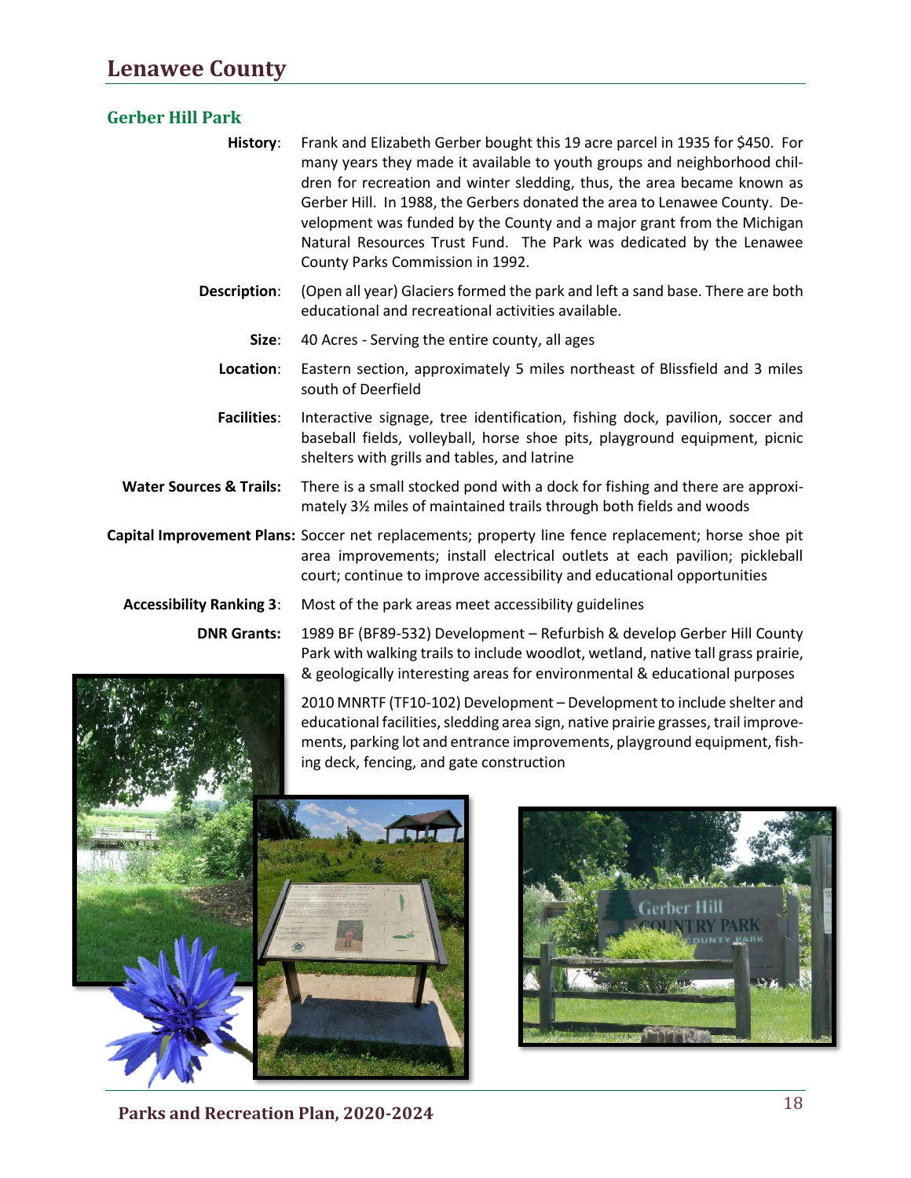# Lenawee County

## Gerber Hill Park

**History**: Frank and Elizabeth Gerber bought this 19 acre parcel in 1935 for $450. For many years they made it available to youth groups and neighborhood children for recreation and winter sledding, thus, the area became known as Gerber Hill. In 1988, the Gerbers donated the area to Lenawee County. Development was funded by the County and a major grant from the Michigan Natural Resources Trust Fund. The Park was dedicated by the Lenawee County Parks Commission in 1992.

**Description**: (Open all year) Glaciers formed the park and left a sand base. There are both educational and recreational activities available.

**Size**: 40 Acres - Serving the entire county, all ages

**Location**: Eastern section, approximately 5 miles northeast of Blissfield and 3 miles south of Deerfield

**Facilities**: Interactive signage, tree identification, fishing dock, pavilion, soccer and baseball fields, volleyball, horse shoe pits, playground equipment, picnic shelters with grills and tables, and latrine

**Water Sources & Trails:** There is a small stocked pond with a dock for fishing and there are approximately 3½ miles of maintained trails through both fields and woods

**Capital Improvement Plans:** Soccer net replacements; property line fence replacement; horse shoe pit area improvements; install electrical outlets at each pavilion; pickleball court; continue to improve accessibility and educational opportunities

**Accessibility Ranking 3**: Most of the park areas meet accessibility guidelines

**DNR Grants:** 1989 BF (BF89-532) Development – Refurbish & develop Gerber Hill County Park with walking trails to include woodlot, wetland, native tall grass prairie, & geologically interesting areas for environmental & educational purposes

2010 MNRTF (TF10-102) Development – Development to include shelter and educational facilities, sledding area sign, native prairie grasses, trail improvements, parking lot and entrance improvements, playground equipment, fishing deck, fencing, and gate construction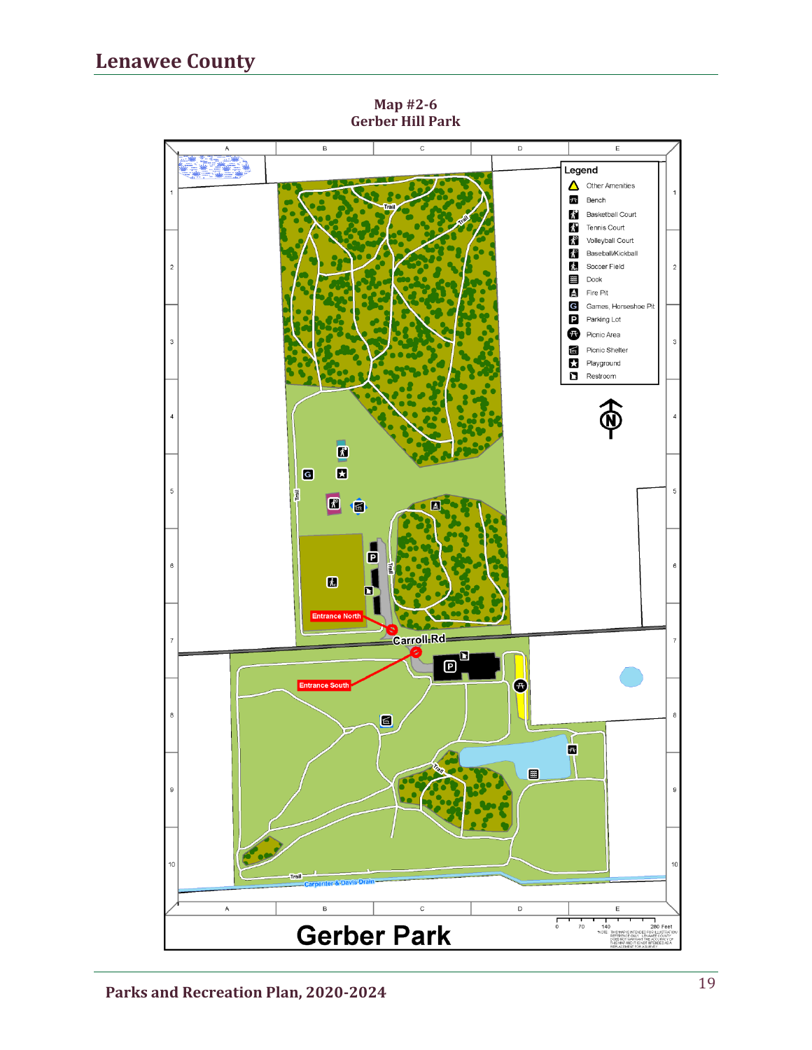**Map #2-6**
**Gerber Hill Park**

Legend

- Other Amenities
- Bench
- Basketball Court
- Tennis Court
- Volleyball Court
- Baseball/Kickball
- Soccer Field
- Dock
- Fire Pit
- Games, Horseshoe Pit
- Parking Lot
- Picnic Area
- Picnic Shelter
- Playground
- Restroom

Trail

Entrance North

Carroll Rd

Entrance South

Carpenter & Davis Drain

A B C D E

1 2 3 4 5 6 7 8 9 10

0 70 140 280 Feet

Gerber Park